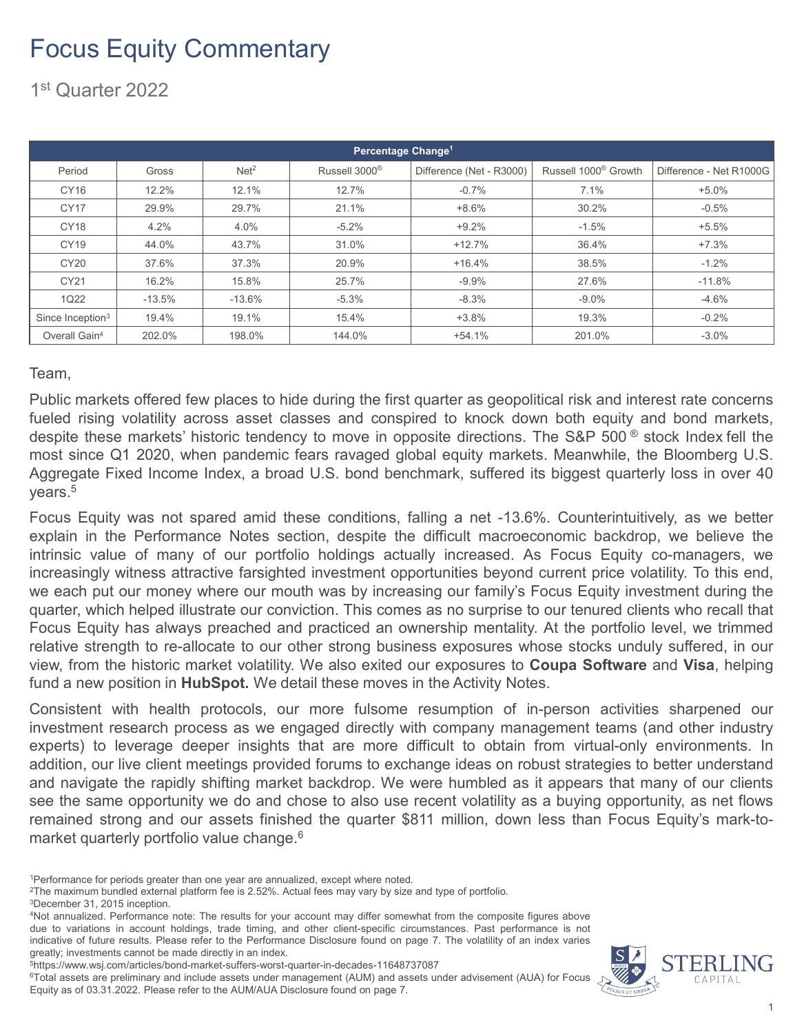# Focus Equity Commentary

1st Quarter 2022

| Percentage Change[1] | | | | | | |
|---|---|---|---|---|---|---|
| Period | Gross | Net[2] | Russell 3000® | Difference (Net - R3000) | Russell 1000® Growth | Difference - Net R1000G |
| CY16 | 12.2% | 12.1% | 12.7% | -0.7% | 7.1% | +5.0% |
| CY17 | 29.9% | 29.7% | 21.1% | +8.6% | 30.2% | -0.5% |
| CY18 | 4.2% | 4.0% | -5.2% | +9.2% | -1.5% | +5.5% |
| CY19 | 44.0% | 43.7% | 31.0% | +12.7% | 36.4% | +7.3% |
| CY20 | 37.6% | 37.3% | 20.9% | +16.4% | 38.5% | -1.2% |
| CY21 | 16.2% | 15.8% | 25.7% | -9.9% | 27.6% | -11.8% |
| 1Q22 | -13.5% | -13.6% | -5.3% | -8.3% | -9.0% | -4.6% |
| Since Inception[3] | 19.4% | 19.1% | 15.4% | +3.8% | 19.3% | -0.2% |
| Overall Gain[4] | 202.0% | 198.0% | 144.0% | +54.1% | 201.0% | -3.0% |

Team,

Public markets offered few places to hide during the first quarter as geopolitical risk and interest rate concerns fueled rising volatility across asset classes and conspired to knock down both equity and bond markets, despite these markets' historic tendency to move in opposite directions. The S&P 500® stock Index fell the most since Q1 2020, when pandemic fears ravaged global equity markets. Meanwhile, the Bloomberg U.S. Aggregate Fixed Income Index, a broad U.S. bond benchmark, suffered its biggest quarterly loss in over 40 years.[5]

Focus Equity was not spared amid these conditions, falling a net -13.6%. Counterintuitively, as we better explain in the Performance Notes section, despite the difficult macroeconomic backdrop, we believe the intrinsic value of many of our portfolio holdings actually increased. As Focus Equity co-managers, we increasingly witness attractive farsighted investment opportunities beyond current price volatility. To this end, we each put our money where our mouth was by increasing our family's Focus Equity investment during the quarter, which helped illustrate our conviction. This comes as no surprise to our tenured clients who recall that Focus Equity has always preached and practiced an ownership mentality. At the portfolio level, we trimmed relative strength to re-allocate to our other strong business exposures whose stocks unduly suffered, in our view, from the historic market volatility. We also exited our exposures to **Coupa Software** and **Visa**, helping fund a new position in **HubSpot.** We detail these moves in the Activity Notes.

Consistent with health protocols, our more fulsome resumption of in-person activities sharpened our investment research process as we engaged directly with company management teams (and other industry experts) to leverage deeper insights that are more difficult to obtain from virtual-only environments. In addition, our live client meetings provided forums to exchange ideas on robust strategies to better understand and navigate the rapidly shifting market backdrop. We were humbled as it appears that many of our clients see the same opportunity we do and chose to also use recent volatility as a buying opportunity, as net flows remained strong and our assets finished the quarter $811 million, down less than Focus Equity's mark-to-market quarterly portfolio value change.[6]

[1]Performance for periods greater than one year are annualized, except where noted.
[2]The maximum bundled external platform fee is 2.52%. Actual fees may vary by size and type of portfolio.
[3]December 31, 2015 inception.
[4]Not annualized. Performance note: The results for your account may differ somewhat from the composite figures above due to variations in account holdings, trade timing, and other client-specific circumstances. Past performance is not indicative of future results. Please refer to the Performance Disclosure found on page 7. The volatility of an index varies greatly; investments cannot be made directly in an index.
[5]https://www.wsj.com/articles/bond-market-suffers-worst-quarter-in-decades-11648737087
[6]Total assets are preliminary and include assets under management (AUM) and assets under advisement (AUA) for Focus Equity as of 03.31.2022. Please refer to the AUM/AUA Disclosure found on page 7.

STERLING CAPITAL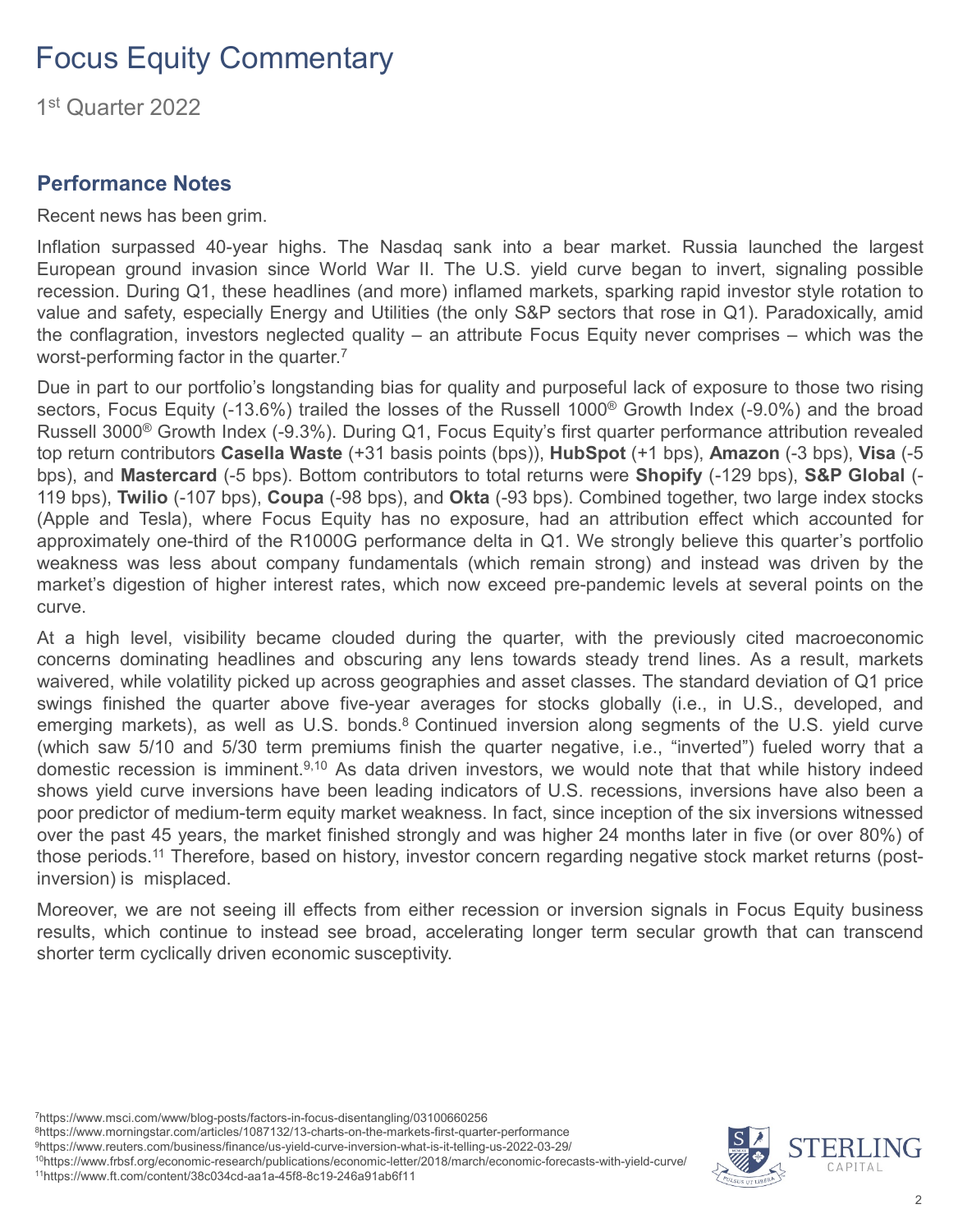# Focus Equity Commentary

1st Quarter 2022

## Performance Notes

Recent news has been grim.

Inflation surpassed 40-year highs. The Nasdaq sank into a bear market. Russia launched the largest European ground invasion since World War II. The U.S. yield curve began to invert, signaling possible recession. During Q1, these headlines (and more) inflamed markets, sparking rapid investor style rotation to value and safety, especially Energy and Utilities (the only S&P sectors that rose in Q1). Paradoxically, amid the conflagration, investors neglected quality – an attribute Focus Equity never comprises – which was the worst-performing factor in the quarter.[7]

Due in part to our portfolio's longstanding bias for quality and purposeful lack of exposure to those two rising sectors, Focus Equity (-13.6%) trailed the losses of the Russell 1000® Growth Index (-9.0%) and the broad Russell 3000® Growth Index (-9.3%). During Q1, Focus Equity's first quarter performance attribution revealed top return contributors **Casella Waste** (+31 basis points (bps)), **HubSpot** (+1 bps), **Amazon** (-3 bps), **Visa** (-5 bps), and **Mastercard** (-5 bps). Bottom contributors to total returns were **Shopify** (-129 bps), **S&P Global** (-119 bps), **Twilio** (-107 bps), **Coupa** (-98 bps), and **Okta** (-93 bps). Combined together, two large index stocks (Apple and Tesla), where Focus Equity has no exposure, had an attribution effect which accounted for approximately one-third of the R1000G performance delta in Q1. We strongly believe this quarter's portfolio weakness was less about company fundamentals (which remain strong) and instead was driven by the market's digestion of higher interest rates, which now exceed pre-pandemic levels at several points on the curve.

At a high level, visibility became clouded during the quarter, with the previously cited macroeconomic concerns dominating headlines and obscuring any lens towards steady trend lines. As a result, markets waivered, while volatility picked up across geographies and asset classes. The standard deviation of Q1 price swings finished the quarter above five-year averages for stocks globally (i.e., in U.S., developed, and emerging markets), as well as U.S. bonds.[8] Continued inversion along segments of the U.S. yield curve (which saw 5/10 and 5/30 term premiums finish the quarter negative, i.e., "inverted") fueled worry that a domestic recession is imminent.[9,10] As data driven investors, we would note that that while history indeed shows yield curve inversions have been leading indicators of U.S. recessions, inversions have also been a poor predictor of medium-term equity market weakness. In fact, since inception of the six inversions witnessed over the past 45 years, the market finished strongly and was higher 24 months later in five (or over 80%) of those periods.[11] Therefore, based on history, investor concern regarding negative stock market returns (post-inversion) is misplaced.

Moreover, we are not seeing ill effects from either recession or inversion signals in Focus Equity business results, which continue to instead see broad, accelerating longer term secular growth that can transcend shorter term cyclically driven economic susceptivity.

[7] https://www.msci.com/www/blog-posts/factors-in-focus-disentangling/03100660256
[8] https://www.morningstar.com/articles/1087132/13-charts-on-the-markets-first-quarter-performance
[9] https://www.reuters.com/business/finance/us-yield-curve-inversion-what-is-it-telling-us-2022-03-29/
[10] https://www.frbsf.org/economic-research/publications/economic-letter/2018/march/economic-forecasts-with-yield-curve/
[11] https://www.ft.com/content/38c034cd-aa1a-45f8-8c19-246a91ab6f11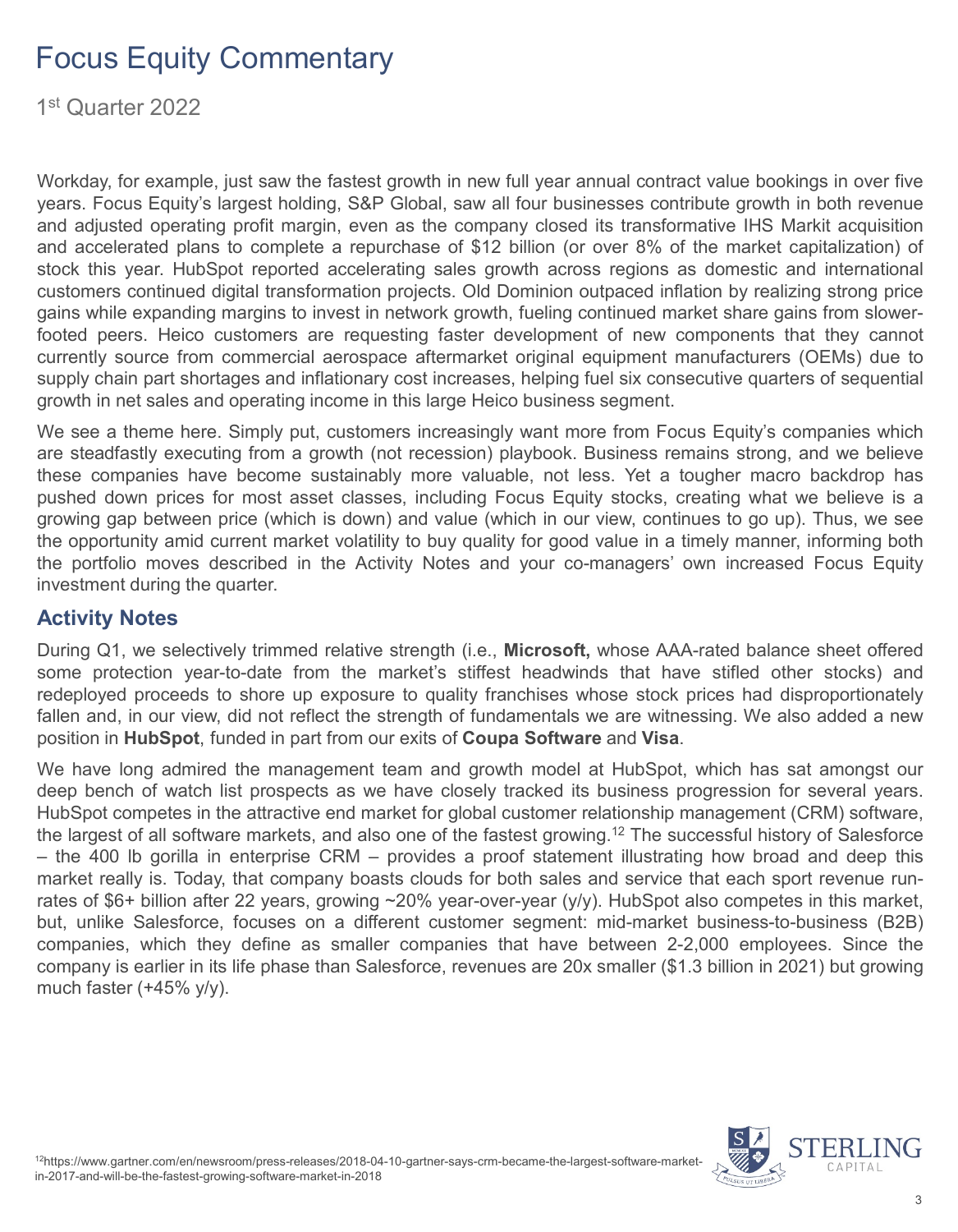Workday, for example, just saw the fastest growth in new full year annual contract value bookings in over five years. Focus Equity's largest holding, S&P Global, saw all four businesses contribute growth in both revenue and adjusted operating profit margin, even as the company closed its transformative IHS Markit acquisition and accelerated plans to complete a repurchase of $12 billion (or over 8% of the market capitalization) of stock this year. HubSpot reported accelerating sales growth across regions as domestic and international customers continued digital transformation projects. Old Dominion outpaced inflation by realizing strong price gains while expanding margins to invest in network growth, fueling continued market share gains from slower-footed peers. Heico customers are requesting faster development of new components that they cannot currently source from commercial aerospace aftermarket original equipment manufacturers (OEMs) due to supply chain part shortages and inflationary cost increases, helping fuel six consecutive quarters of sequential growth in net sales and operating income in this large Heico business segment.

We see a theme here. Simply put, customers increasingly want more from Focus Equity's companies which are steadfastly executing from a growth (not recession) playbook. Business remains strong, and we believe these companies have become sustainably more valuable, not less. Yet a tougher macro backdrop has pushed down prices for most asset classes, including Focus Equity stocks, creating what we believe is a growing gap between price (which is down) and value (which in our view, continues to go up). Thus, we see the opportunity amid current market volatility to buy quality for good value in a timely manner, informing both the portfolio moves described in the Activity Notes and your co-managers' own increased Focus Equity investment during the quarter.

## Activity Notes

During Q1, we selectively trimmed relative strength (i.e., **Microsoft,** whose AAA-rated balance sheet offered some protection year-to-date from the market's stiffest headwinds that have stifled other stocks) and redeployed proceeds to shore up exposure to quality franchises whose stock prices had disproportionately fallen and, in our view, did not reflect the strength of fundamentals we are witnessing. We also added a new position in **HubSpot**, funded in part from our exits of **Coupa Software** and **Visa**.

We have long admired the management team and growth model at HubSpot, which has sat amongst our deep bench of watch list prospects as we have closely tracked its business progression for several years. HubSpot competes in the attractive end market for global customer relationship management (CRM) software, the largest of all software markets, and also one of the fastest growing.[12] The successful history of Salesforce – the 400 lb gorilla in enterprise CRM – provides a proof statement illustrating how broad and deep this market really is. Today, that company boasts clouds for both sales and service that each sport revenue run-rates of $6+ billion after 22 years, growing ~20% year-over-year (y/y). HubSpot also competes in this market, but, unlike Salesforce, focuses on a different customer segment: mid-market business-to-business (B2B) companies, which they define as smaller companies that have between 2-2,000 employees. Since the company is earlier in its life phase than Salesforce, revenues are 20x smaller ($1.3 billion in 2021) but growing much faster (+45% y/y).

[12] https://www.gartner.com/en/newsroom/press-releases/2018-04-10-gartner-says-crm-became-the-largest-software-market-in-2017-and-will-be-the-fastest-growing-software-market-in-2018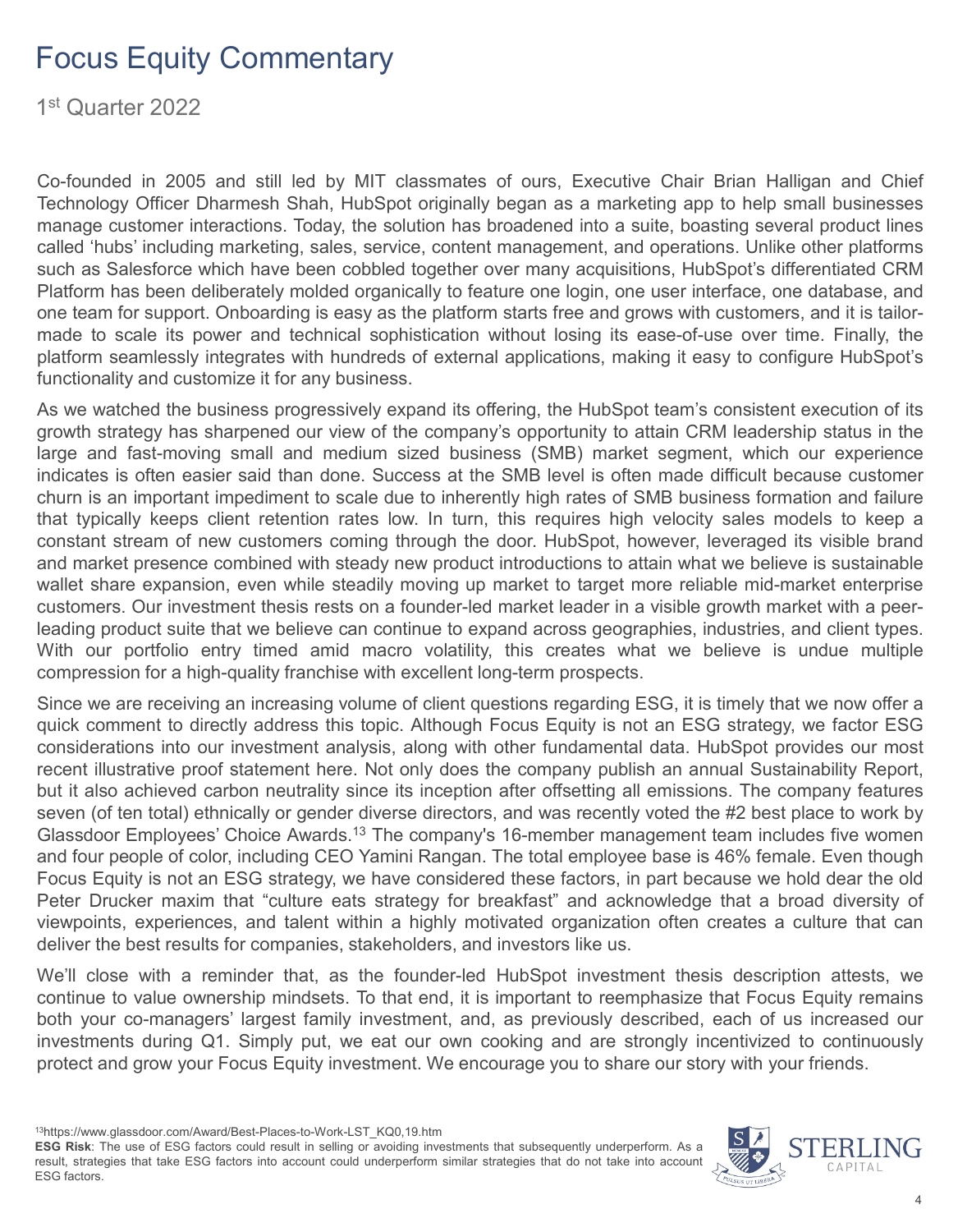# Focus Equity Commentary

1st Quarter 2022

Co-founded in 2005 and still led by MIT classmates of ours, Executive Chair Brian Halligan and Chief Technology Officer Dharmesh Shah, HubSpot originally began as a marketing app to help small businesses manage customer interactions. Today, the solution has broadened into a suite, boasting several product lines called 'hubs' including marketing, sales, service, content management, and operations. Unlike other platforms such as Salesforce which have been cobbled together over many acquisitions, HubSpot's differentiated CRM Platform has been deliberately molded organically to feature one login, one user interface, one database, and one team for support. Onboarding is easy as the platform starts free and grows with customers, and it is tailor-made to scale its power and technical sophistication without losing its ease-of-use over time. Finally, the platform seamlessly integrates with hundreds of external applications, making it easy to configure HubSpot's functionality and customize it for any business.

As we watched the business progressively expand its offering, the HubSpot team's consistent execution of its growth strategy has sharpened our view of the company's opportunity to attain CRM leadership status in the large and fast-moving small and medium sized business (SMB) market segment, which our experience indicates is often easier said than done. Success at the SMB level is often made difficult because customer churn is an important impediment to scale due to inherently high rates of SMB business formation and failure that typically keeps client retention rates low. In turn, this requires high velocity sales models to keep a constant stream of new customers coming through the door. HubSpot, however, leveraged its visible brand and market presence combined with steady new product introductions to attain what we believe is sustainable wallet share expansion, even while steadily moving up market to target more reliable mid-market enterprise customers. Our investment thesis rests on a founder-led market leader in a visible growth market with a peer-leading product suite that we believe can continue to expand across geographies, industries, and client types. With our portfolio entry timed amid macro volatility, this creates what we believe is undue multiple compression for a high-quality franchise with excellent long-term prospects.

Since we are receiving an increasing volume of client questions regarding ESG, it is timely that we now offer a quick comment to directly address this topic. Although Focus Equity is not an ESG strategy, we factor ESG considerations into our investment analysis, along with other fundamental data. HubSpot provides our most recent illustrative proof statement here. Not only does the company publish an annual Sustainability Report, but it also achieved carbon neutrality since its inception after offsetting all emissions. The company features seven (of ten total) ethnically or gender diverse directors, and was recently voted the #2 best place to work by Glassdoor Employees' Choice Awards.[13] The company's 16-member management team includes five women and four people of color, including CEO Yamini Rangan. The total employee base is 46% female. Even though Focus Equity is not an ESG strategy, we have considered these factors, in part because we hold dear the old Peter Drucker maxim that "culture eats strategy for breakfast" and acknowledge that a broad diversity of viewpoints, experiences, and talent within a highly motivated organization often creates a culture that can deliver the best results for companies, stakeholders, and investors like us.

We'll close with a reminder that, as the founder-led HubSpot investment thesis description attests, we continue to value ownership mindsets. To that end, it is important to reemphasize that Focus Equity remains both your co-managers' largest family investment, and, as previously described, each of us increased our investments during Q1. Simply put, we eat our own cooking and are strongly incentivized to continuously protect and grow your Focus Equity investment. We encourage you to share our story with your friends.

[13]https://www.glassdoor.com/Award/Best-Places-to-Work-LST_KQ0,19.htm

**ESG Risk**: The use of ESG factors could result in selling or avoiding investments that subsequently underperform. As a result, strategies that take ESG factors into account could underperform similar strategies that do not take into account ESG factors.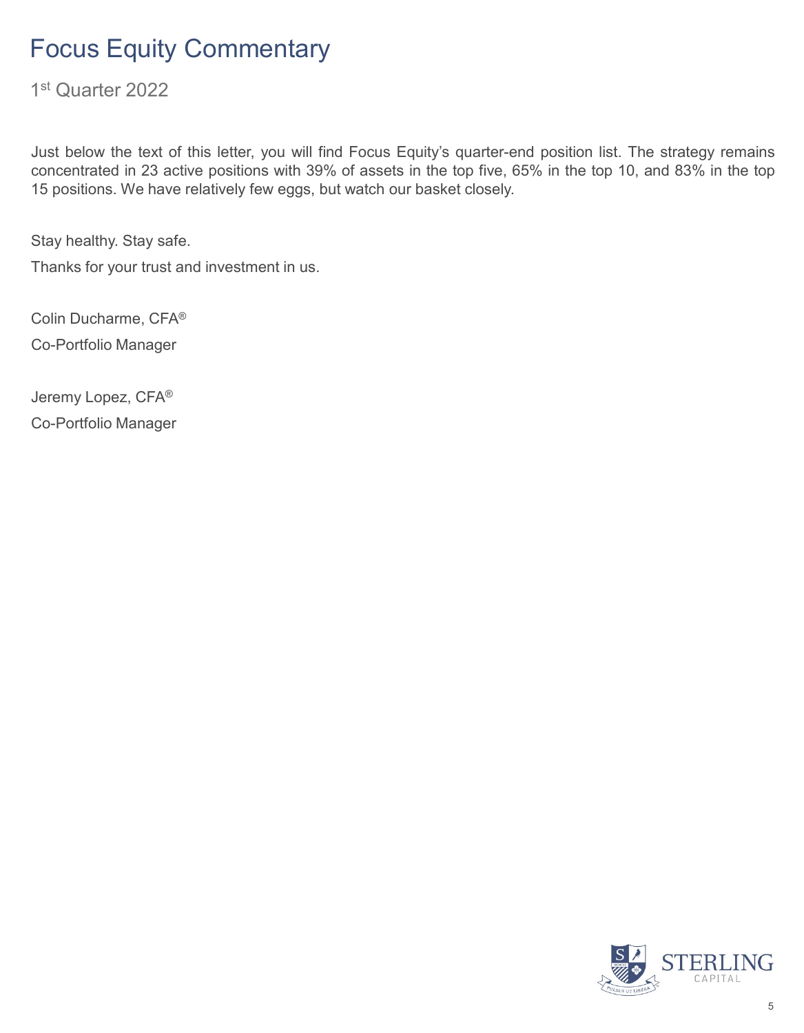# Focus Equity Commentary

1st Quarter 2022

Just below the text of this letter, you will find Focus Equity's quarter-end position list. The strategy remains concentrated in 23 active positions with 39% of assets in the top five, 65% in the top 10, and 83% in the top 15 positions. We have relatively few eggs, but watch our basket closely.

Stay healthy. Stay safe.

Thanks for your trust and investment in us.

Colin Ducharme, CFA®

Co-Portfolio Manager

Jeremy Lopez, CFA®

Co-Portfolio Manager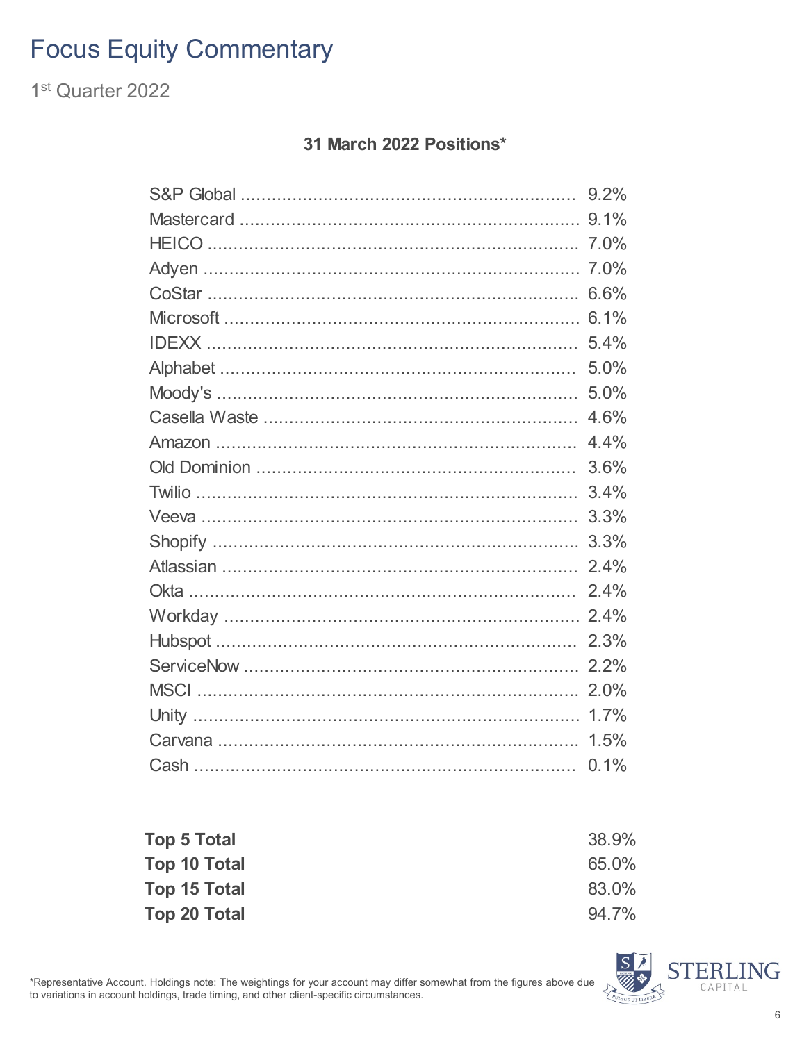# Focus Equity Commentary

1st Quarter 2022

### 31 March 2022 Positions*

| Holding | Weight |
|---|---|
| S&P Global | 9.2% |
| Mastercard | 9.1% |
| HEICO | 7.0% |
| Adyen | 7.0% |
| CoStar | 6.6% |
| Microsoft | 6.1% |
| IDEXX | 5.4% |
| Alphabet | 5.0% |
| Moody's | 5.0% |
| Casella Waste | 4.6% |
| Amazon | 4.4% |
| Old Dominion | 3.6% |
| Twilio | 3.4% |
| Veeva | 3.3% |
| Shopify | 3.3% |
| Atlassian | 2.4% |
| Okta | 2.4% |
| Workday | 2.4% |
| Hubspot | 2.3% |
| ServiceNow | 2.2% |
| MSCI | 2.0% |
| Unity | 1.7% |
| Carvana | 1.5% |
| Cash | 0.1% |

| | |
|---|---|
| **Top 5 Total** | 38.9% |
| **Top 10 Total** | 65.0% |
| **Top 15 Total** | 83.0% |
| **Top 20 Total** | 94.7% |

*Representative Account. Holdings note: The weightings for your account may differ somewhat from the figures above due to variations in account holdings, trade timing, and other client-specific circumstances.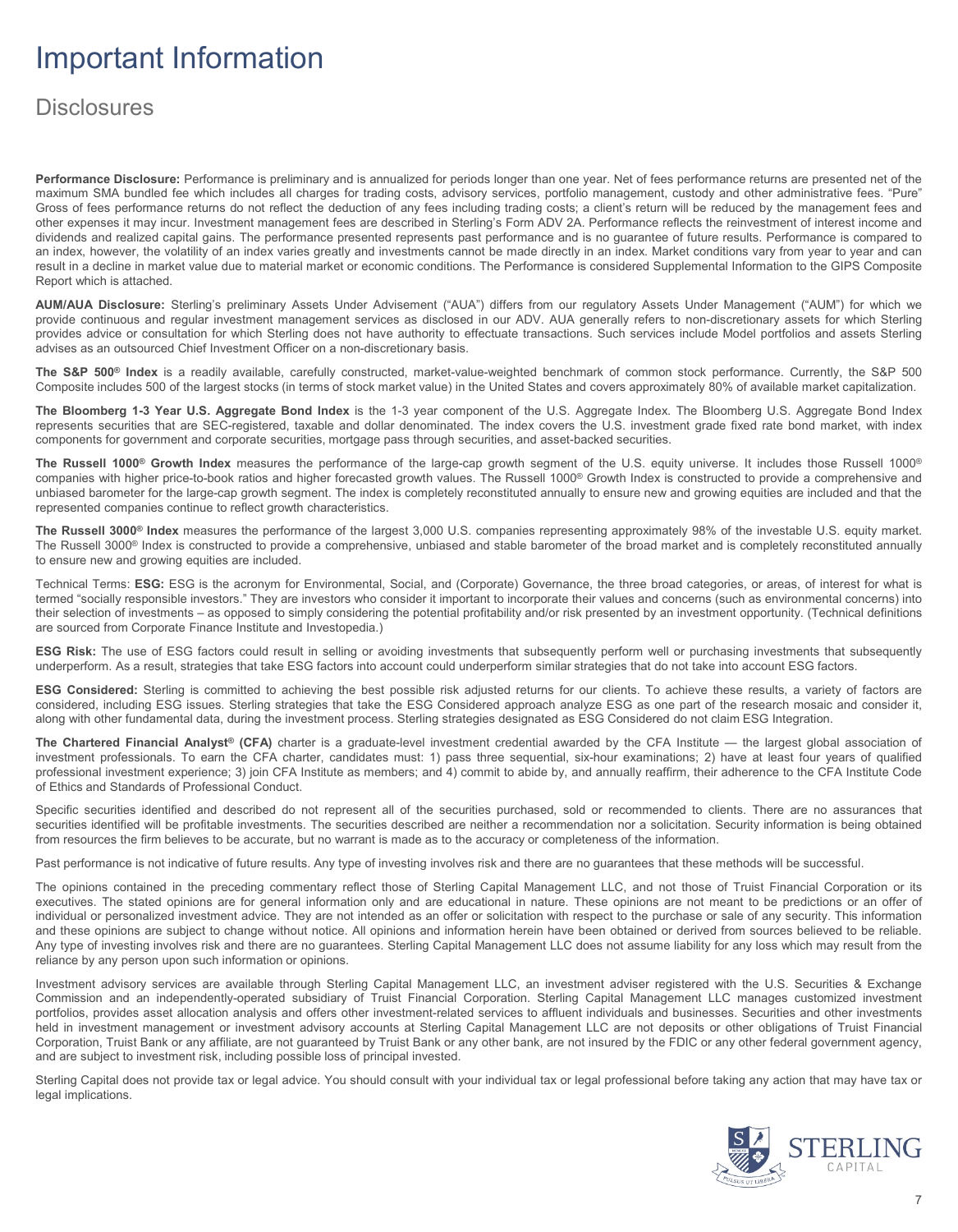# Important Information

## Disclosures

**Performance Disclosure:** Performance is preliminary and is annualized for periods longer than one year. Net of fees performance returns are presented net of the maximum SMA bundled fee which includes all charges for trading costs, advisory services, portfolio management, custody and other administrative fees. "Pure" Gross of fees performance returns do not reflect the deduction of any fees including trading costs; a client's return will be reduced by the management fees and other expenses it may incur. Investment management fees are described in Sterling's Form ADV 2A. Performance reflects the reinvestment of interest income and dividends and realized capital gains. The performance presented represents past performance and is no guarantee of future results. Performance is compared to an index, however, the volatility of an index varies greatly and investments cannot be made directly in an index. Market conditions vary from year to year and can result in a decline in market value due to material market or economic conditions. The Performance is considered Supplemental Information to the GIPS Composite Report which is attached.

**AUM/AUA Disclosure:** Sterling's preliminary Assets Under Advisement ("AUA") differs from our regulatory Assets Under Management ("AUM") for which we provide continuous and regular investment management services as disclosed in our ADV. AUA generally refers to non-discretionary assets for which Sterling provides advice or consultation for which Sterling does not have authority to effectuate transactions. Such services include Model portfolios and assets Sterling advises as an outsourced Chief Investment Officer on a non-discretionary basis.

**The S&P 500® Index** is a readily available, carefully constructed, market-value-weighted benchmark of common stock performance. Currently, the S&P 500 Composite includes 500 of the largest stocks (in terms of stock market value) in the United States and covers approximately 80% of available market capitalization.

**The Bloomberg 1-3 Year U.S. Aggregate Bond Index** is the 1-3 year component of the U.S. Aggregate Index. The Bloomberg U.S. Aggregate Bond Index represents securities that are SEC-registered, taxable and dollar denominated. The index covers the U.S. investment grade fixed rate bond market, with index components for government and corporate securities, mortgage pass through securities, and asset-backed securities.

**The Russell 1000® Growth Index** measures the performance of the large-cap growth segment of the U.S. equity universe. It includes those Russell 1000® companies with higher price-to-book ratios and higher forecasted growth values. The Russell 1000® Growth Index is constructed to provide a comprehensive and unbiased barometer for the large-cap growth segment. The index is completely reconstituted annually to ensure new and growing equities are included and that the represented companies continue to reflect growth characteristics.

**The Russell 3000® Index** measures the performance of the largest 3,000 U.S. companies representing approximately 98% of the investable U.S. equity market. The Russell 3000® Index is constructed to provide a comprehensive, unbiased and stable barometer of the broad market and is completely reconstituted annually to ensure new and growing equities are included.

Technical Terms: **ESG:** ESG is the acronym for Environmental, Social, and (Corporate) Governance, the three broad categories, or areas, of interest for what is termed "socially responsible investors." They are investors who consider it important to incorporate their values and concerns (such as environmental concerns) into their selection of investments – as opposed to simply considering the potential profitability and/or risk presented by an investment opportunity. (Technical definitions are sourced from Corporate Finance Institute and Investopedia.)

**ESG Risk:** The use of ESG factors could result in selling or avoiding investments that subsequently perform well or purchasing investments that subsequently underperform. As a result, strategies that take ESG factors into account could underperform similar strategies that do not take into account ESG factors.

**ESG Considered:** Sterling is committed to achieving the best possible risk adjusted returns for our clients. To achieve these results, a variety of factors are considered, including ESG issues. Sterling strategies that take the ESG Considered approach analyze ESG as one part of the research mosaic and consider it, along with other fundamental data, during the investment process. Sterling strategies designated as ESG Considered do not claim ESG Integration.

**The Chartered Financial Analyst® (CFA)** charter is a graduate-level investment credential awarded by the CFA Institute — the largest global association of investment professionals. To earn the CFA charter, candidates must: 1) pass three sequential, six-hour examinations; 2) have at least four years of qualified professional investment experience; 3) join CFA Institute as members; and 4) commit to abide by, and annually reaffirm, their adherence to the CFA Institute Code of Ethics and Standards of Professional Conduct.

Specific securities identified and described do not represent all of the securities purchased, sold or recommended to clients. There are no assurances that securities identified will be profitable investments. The securities described are neither a recommendation nor a solicitation. Security information is being obtained from resources the firm believes to be accurate, but no warrant is made as to the accuracy or completeness of the information.

Past performance is not indicative of future results. Any type of investing involves risk and there are no guarantees that these methods will be successful.

The opinions contained in the preceding commentary reflect those of Sterling Capital Management LLC, and not those of Truist Financial Corporation or its executives. The stated opinions are for general information only and are educational in nature. These opinions are not meant to be predictions or an offer of individual or personalized investment advice. They are not intended as an offer or solicitation with respect to the purchase or sale of any security. This information and these opinions are subject to change without notice. All opinions and information herein have been obtained or derived from sources believed to be reliable. Any type of investing involves risk and there are no guarantees. Sterling Capital Management LLC does not assume liability for any loss which may result from the reliance by any person upon such information or opinions.

Investment advisory services are available through Sterling Capital Management LLC, an investment adviser registered with the U.S. Securities & Exchange Commission and an independently-operated subsidiary of Truist Financial Corporation. Sterling Capital Management LLC manages customized investment portfolios, provides asset allocation analysis and offers other investment-related services to affluent individuals and businesses. Securities and other investments held in investment management or investment advisory accounts at Sterling Capital Management LLC are not deposits or other obligations of Truist Financial Corporation, Truist Bank or any affiliate, are not guaranteed by Truist Bank or any other bank, are not insured by the FDIC or any other federal government agency, and are subject to investment risk, including possible loss of principal invested.

Sterling Capital does not provide tax or legal advice. You should consult with your individual tax or legal professional before taking any action that may have tax or legal implications.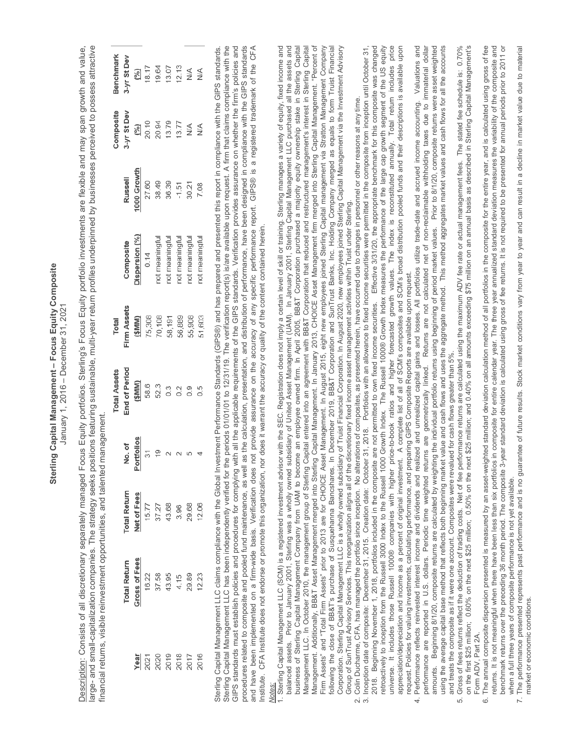# Sterling Capital Management – Focus Equity Composite

January 1, 2016 – December 31, 2021

Description: Consists of all discretionary separately managed Focus Equity portfolios. Sterling's Focus Equity portfolio investments are flexible and may span growth and value, large- and small-capitalization companies. The strategy seeks positions featuring sustainable, multi-year return profiles underpinned by businesses perceived to possess attractive financial returns, visible reinvestment opportunities, and talented management.

| Year | Total Return Gross of Fees | Total Return Net of Fees | No. of Portfolios | Total Assets End of Period ($MM) | Total Firm Assets ($MM) | Composite Dispersion (%) | Russell 1000 Growth | Composite 3-yr St Dev (%) | Benchmark 3-yr St Dev (%) |
|---|---|---|---|---|---|---|---|---|---|
| 2021 | 16.22 | 15.77 | 31 | 58.6 | 75,308 | 0.14 | 27.60 | 20.10 | 18.17 |
| 2020 | 37.58 | 37.27 | 19 | 52.3 | 70,108 | not meaningful | 38.49 | 20.94 | 19.64 |
| 2019 | 43.95 | 43.68 | 2 | 0.3 | 58,191 | not meaningful | 36.39 | 13.79 | 13.07 |
| 2018 | 4.15 | 3.96 | 2 | 0.2 | 56,889 | not meaningful | -1.51 | 13.77 | 12.13 |
| 2017 | 29.89 | 29.68 | 5 | 0.9 | 55,908 | not meaningful | 30.21 | N/A | N/A |
| 2016 | 12.23 | 12.06 | 4 | 0.5 | 51,603 | not meaningful | 7.08 | N/A | N/A |

Sterling Capital Management LLC claims compliance with the Global Investment Performance Standards (GIPS®) and has prepared and presented this report in compliance with the GIPS standards. Sterling Capital Management LLC has been independently verified for the periods 01/01/01 to 12/31/19. The verification report(s) is/are available upon request. A firm that claims compliance with the GIPS standards must establish policies and procedures for complying with all the applicable requirements of the GIPS standards. Verification provides assurance on whether the firm's policies and procedures related to composite and pooled fund maintenance, as well as the calculation, presentation, and distribution of performance, have been designed in compliance with the GIPS standards and have been implemented on a firm-wide basis. Verification does not provide assurance on the accuracy of any specific performance report. GIPS® is a registered trademark of the CFA Institute. CFA Institute does not endorse or promote this organization, nor does it warrant the accuracy or quality of the content contained herein.

*Notes:*

1. Sterling Capital Management LLC (SCM) is a registered investment advisor with the SEC. Registration does not imply a certain level of skill or training. Sterling manages a variety of equity, fixed income and balanced assets. Prior to January 2001, Sterling was a wholly owned subsidiary of United Asset Management (UAM). In January 2001, Sterling Capital Management LLC purchased all the assets and business of Sterling Capital Management Company from UAM to become an employee owned firm. In April 2005, BB&T Corporation purchased a majority equity ownership stake in Sterling Capital Management LLC. In October 2010, the management group of Sterling Capital entered into an agreement with BB&T Corporation that reduced and restructured management's interest in Sterling Capital Management. Additionally, BB&T Asset Management merged into Sterling Capital Management. In January 2013, CHOICE Asset Management firm merged into Sterling Capital Management. "Percent of Firm Assets" and "Total Firm Assets" prior to 2013 are for CHOICE Asset Management. In August 2015, eight new employees joined Sterling Capital management via Stratton Management Company following the close of BB&T's purchase of Susquehanna Bancshares. In December 2019, BB&T Corporation and SunTrust Banks, Inc. Holding Company merged as equals to form Truist Financial Corporation. Sterling Capital Management LLC is a wholly owned subsidiary of Truist Financial Corporation. In August 2020, new employees joined Sterling Capital Management via the Investment Advisory Group of SunTrust Advisory Services. This reorganization aligns all of the discretionary fixed income asset management activities within Truist under Sterling.
2. Colin Ducharme, CFA, has managed the portfolio since inception. No alterations of composites, as presented herein, have occurred due to changes in personnel or other reasons at any time.
3. Inception date of composite: December 31, 2015. Creation date: October 31, 2018. Portfolios with an allowance to fixed income securities were permitted in the composite from inception until October 31, 2018. Beginning November 1, 2018, portfolios included in the composite are not permitted to own fixed income securities. Effective 3/31/20, the appropriate benchmark for this composite was changed retroactively to inception from the Russell 3000 Index to the Russell 1000 Growth Index. The Russell 1000® Growth Index measures the performance of the large cap growth segment of the US equity universe. It includes those Russell 1000® companies with higher price-to-book ratios and higher forecasted growth values. The index is reconstituted annually. Total return includes price appreciation/depreciation and income as a percent of original investment. A complete list of all of SCM's composites and SCM's broad distribution pooled funds and their descriptions is available upon request. Policies for valuing investments, calculating performance, and preparing GIPS Composite Reports are available upon request.
4. Performance reflects reinvested interest income and dividends and realized and unrealized capital gains and losses. All portfolios utilize trade-date and accrued income accounting. Valuations and performance are reported in U.S. dollars. Periodic time weighted returns are geometrically linked. Returns are not calculated net of non-reclaimable withholding taxes due to immaterial dollar amounts. Beginning 8/1/20, composite returns are calculated by weighting the individual portfolio returns using beginning of period market values. Prior to 8/1/20, composite returns were asset weighted using the average capital base method that reflects both beginning market value and cash flows and uses the aggregate method. This method aggregates market values and cash flows for all the accounts and treats the composite as if it were one account. Composites were revalued for cash flows greater than 5%.
5. Gross of fees returns reflect the deduction of trading costs. Net of fee performance returns are calculated using the maximum ADV fee rate or actual management fees. The stated fee schedule is: 0.70% on the first $25 million; 0.60% on the next $25 million; 0.50% on the next $25 million; and 0.40% on all amounts exceeding $75 million on an annual basis as described in Sterling Capital Management's Form ADV, Part 2A.
6. The annual composite dispersion presented is measured by an asset-weighted standard deviation calculation method of all portfolios in the composite for the entire year, and is calculated using gross of fee returns. It is not meaningful when there have been less than six portfolios in composite for entire calendar year. The three year annualized standard deviation measures the variability of the composite and benchmark returns over the preceding 36 month period. The composite 3-year standard deviation is calculated using gross of fee returns. It is not required to be presented for annual periods prior to 2011 or when a full three years of composite performance is not yet available.
7. The performance presented represents past performance and is no guarantee of future results. Stock market conditions vary from year to year and can result in a decline in market value due to material market or economic conditions.